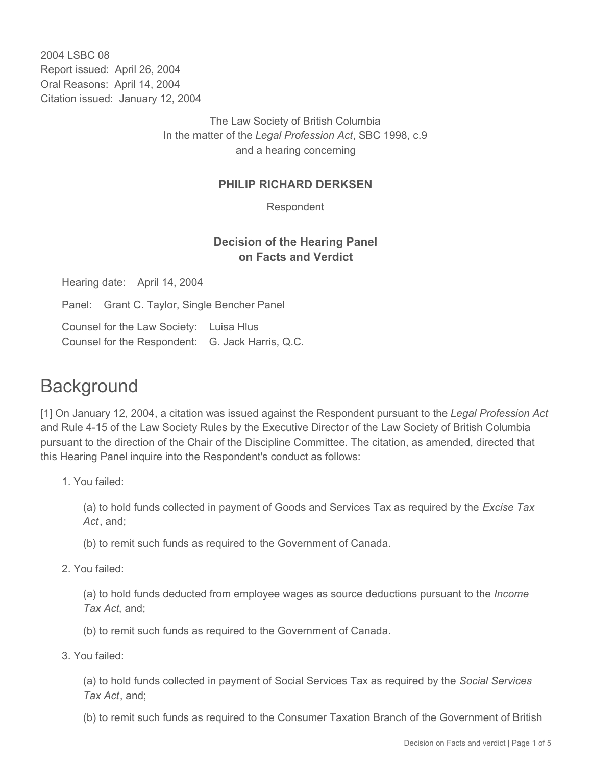2004 LSBC 08
Report issued: April 26, 2004
Oral Reasons: April 14, 2004
Citation issued: January 12, 2004

The Law Society of British Columbia
In the matter of the *Legal Profession Act*, SBC 1998, c.9
and a hearing concerning

**PHILIP RICHARD DERKSEN**

Respondent

**Decision of the Hearing Panel on Facts and Verdict**

Hearing date: April 14, 2004

Panel: Grant C. Taylor, Single Bencher Panel

Counsel for the Law Society: Luisa Hlus
Counsel for the Respondent: G. Jack Harris, Q.C.

# Background

[1] On January 12, 2004, a citation was issued against the Respondent pursuant to the *Legal Profession Act* and Rule 4-15 of the Law Society Rules by the Executive Director of the Law Society of British Columbia pursuant to the direction of the Chair of the Discipline Committee. The citation, as amended, directed that this Hearing Panel inquire into the Respondent's conduct as follows:

1. You failed:

   (a) to hold funds collected in payment of Goods and Services Tax as required by the *Excise Tax Act*, and;

   (b) to remit such funds as required to the Government of Canada.

2. You failed:

   (a) to hold funds deducted from employee wages as source deductions pursuant to the *Income Tax Act*, and;

   (b) to remit such funds as required to the Government of Canada.

3. You failed:

   (a) to hold funds collected in payment of Social Services Tax as required by the *Social Services Tax Act*, and;

   (b) to remit such funds as required to the Consumer Taxation Branch of the Government of British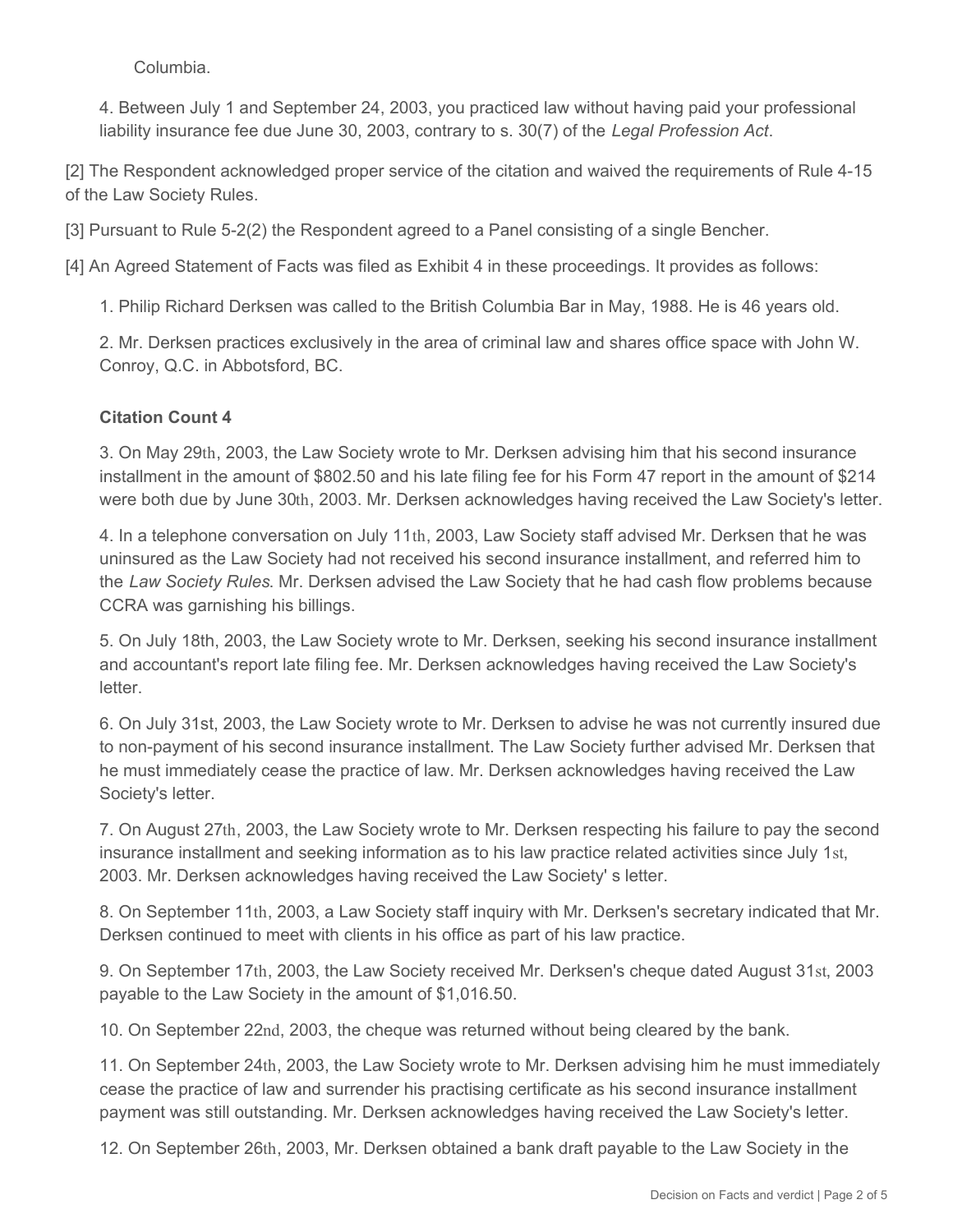Columbia.

4. Between July 1 and September 24, 2003, you practiced law without having paid your professional liability insurance fee due June 30, 2003, contrary to s. 30(7) of the *Legal Profession Act*.

[2] The Respondent acknowledged proper service of the citation and waived the requirements of Rule 4-15 of the Law Society Rules.

[3] Pursuant to Rule 5-2(2) the Respondent agreed to a Panel consisting of a single Bencher.

[4] An Agreed Statement of Facts was filed as Exhibit 4 in these proceedings. It provides as follows:

1. Philip Richard Derksen was called to the British Columbia Bar in May, 1988. He is 46 years old.

2. Mr. Derksen practices exclusively in the area of criminal law and shares office space with John W. Conroy, Q.C. in Abbotsford, BC.

**Citation Count 4**

3. On May 29th, 2003, the Law Society wrote to Mr. Derksen advising him that his second insurance installment in the amount of $802.50 and his late filing fee for his Form 47 report in the amount of $214 were both due by June 30th, 2003. Mr. Derksen acknowledges having received the Law Society's letter.

4. In a telephone conversation on July 11th, 2003, Law Society staff advised Mr. Derksen that he was uninsured as the Law Society had not received his second insurance installment, and referred him to the *Law Society Rules*. Mr. Derksen advised the Law Society that he had cash flow problems because CCRA was garnishing his billings.

5. On July 18th, 2003, the Law Society wrote to Mr. Derksen, seeking his second insurance installment and accountant's report late filing fee. Mr. Derksen acknowledges having received the Law Society's letter.

6. On July 31st, 2003, the Law Society wrote to Mr. Derksen to advise he was not currently insured due to non-payment of his second insurance installment. The Law Society further advised Mr. Derksen that he must immediately cease the practice of law. Mr. Derksen acknowledges having received the Law Society's letter.

7. On August 27th, 2003, the Law Society wrote to Mr. Derksen respecting his failure to pay the second insurance installment and seeking information as to his law practice related activities since July 1st, 2003. Mr. Derksen acknowledges having received the Law Society' s letter.

8. On September 11th, 2003, a Law Society staff inquiry with Mr. Derksen's secretary indicated that Mr. Derksen continued to meet with clients in his office as part of his law practice.

9. On September 17th, 2003, the Law Society received Mr. Derksen's cheque dated August 31st, 2003 payable to the Law Society in the amount of $1,016.50.

10. On September 22nd, 2003, the cheque was returned without being cleared by the bank.

11. On September 24th, 2003, the Law Society wrote to Mr. Derksen advising him he must immediately cease the practice of law and surrender his practising certificate as his second insurance installment payment was still outstanding. Mr. Derksen acknowledges having received the Law Society's letter.

12. On September 26th, 2003, Mr. Derksen obtained a bank draft payable to the Law Society in the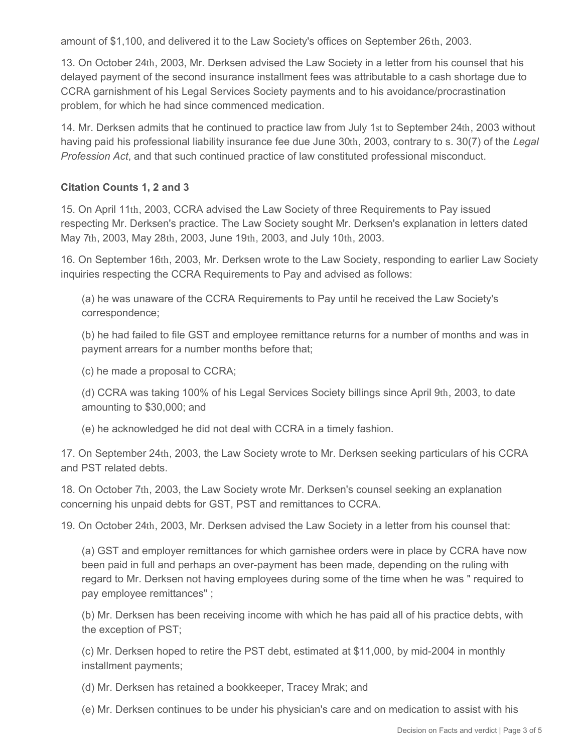amount of $1,100, and delivered it to the Law Society's offices on September 26th, 2003.

13. On October 24th, 2003, Mr. Derksen advised the Law Society in a letter from his counsel that his delayed payment of the second insurance installment fees was attributable to a cash shortage due to CCRA garnishment of his Legal Services Society payments and to his avoidance/procrastination problem, for which he had since commenced medication.

14. Mr. Derksen admits that he continued to practice law from July 1st to September 24th, 2003 without having paid his professional liability insurance fee due June 30th, 2003, contrary to s. 30(7) of the *Legal Profession Act*, and that such continued practice of law constituted professional misconduct.

**Citation Counts 1, 2 and 3**

15. On April 11th, 2003, CCRA advised the Law Society of three Requirements to Pay issued respecting Mr. Derksen's practice. The Law Society sought Mr. Derksen's explanation in letters dated May 7th, 2003, May 28th, 2003, June 19th, 2003, and July 10th, 2003.

16. On September 16th, 2003, Mr. Derksen wrote to the Law Society, responding to earlier Law Society inquiries respecting the CCRA Requirements to Pay and advised as follows:

(a) he was unaware of the CCRA Requirements to Pay until he received the Law Society's correspondence;

(b) he had failed to file GST and employee remittance returns for a number of months and was in payment arrears for a number months before that;

(c) he made a proposal to CCRA;

(d) CCRA was taking 100% of his Legal Services Society billings since April 9th, 2003, to date amounting to $30,000; and

(e) he acknowledged he did not deal with CCRA in a timely fashion.

17. On September 24th, 2003, the Law Society wrote to Mr. Derksen seeking particulars of his CCRA and PST related debts.

18. On October 7th, 2003, the Law Society wrote Mr. Derksen's counsel seeking an explanation concerning his unpaid debts for GST, PST and remittances to CCRA.

19. On October 24th, 2003, Mr. Derksen advised the Law Society in a letter from his counsel that:

(a) GST and employer remittances for which garnishee orders were in place by CCRA have now been paid in full and perhaps an over-payment has been made, depending on the ruling with regard to Mr. Derksen not having employees during some of the time when he was " required to pay employee remittances" ;

(b) Mr. Derksen has been receiving income with which he has paid all of his practice debts, with the exception of PST;

(c) Mr. Derksen hoped to retire the PST debt, estimated at $11,000, by mid-2004 in monthly installment payments;

(d) Mr. Derksen has retained a bookkeeper, Tracey Mrak; and

(e) Mr. Derksen continues to be under his physician's care and on medication to assist with his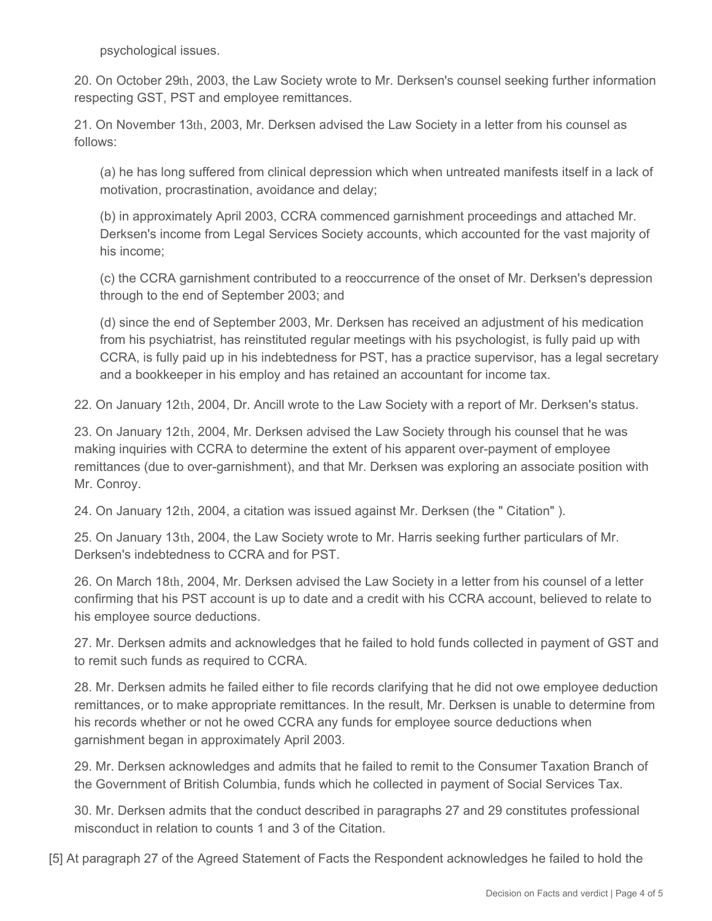psychological issues.

20. On October 29th, 2003, the Law Society wrote to Mr. Derksen's counsel seeking further information respecting GST, PST and employee remittances.

21. On November 13th, 2003, Mr. Derksen advised the Law Society in a letter from his counsel as follows:

(a) he has long suffered from clinical depression which when untreated manifests itself in a lack of motivation, procrastination, avoidance and delay;

(b) in approximately April 2003, CCRA commenced garnishment proceedings and attached Mr. Derksen's income from Legal Services Society accounts, which accounted for the vast majority of his income;

(c) the CCRA garnishment contributed to a reoccurrence of the onset of Mr. Derksen's depression through to the end of September 2003; and

(d) since the end of September 2003, Mr. Derksen has received an adjustment of his medication from his psychiatrist, has reinstituted regular meetings with his psychologist, is fully paid up with CCRA, is fully paid up in his indebtedness for PST, has a practice supervisor, has a legal secretary and a bookkeeper in his employ and has retained an accountant for income tax.

22. On January 12th, 2004, Dr. Ancill wrote to the Law Society with a report of Mr. Derksen's status.

23. On January 12th, 2004, Mr. Derksen advised the Law Society through his counsel that he was making inquiries with CCRA to determine the extent of his apparent over-payment of employee remittances (due to over-garnishment), and that Mr. Derksen was exploring an associate position with Mr. Conroy.

24. On January 12th, 2004, a citation was issued against Mr. Derksen (the " Citation" ).

25. On January 13th, 2004, the Law Society wrote to Mr. Harris seeking further particulars of Mr. Derksen's indebtedness to CCRA and for PST.

26. On March 18th, 2004, Mr. Derksen advised the Law Society in a letter from his counsel of a letter confirming that his PST account is up to date and a credit with his CCRA account, believed to relate to his employee source deductions.

27. Mr. Derksen admits and acknowledges that he failed to hold funds collected in payment of GST and to remit such funds as required to CCRA.

28. Mr. Derksen admits he failed either to file records clarifying that he did not owe employee deduction remittances, or to make appropriate remittances. In the result, Mr. Derksen is unable to determine from his records whether or not he owed CCRA any funds for employee source deductions when garnishment began in approximately April 2003.

29. Mr. Derksen acknowledges and admits that he failed to remit to the Consumer Taxation Branch of the Government of British Columbia, funds which he collected in payment of Social Services Tax.

30. Mr. Derksen admits that the conduct described in paragraphs 27 and 29 constitutes professional misconduct in relation to counts 1 and 3 of the Citation.

[5] At paragraph 27 of the Agreed Statement of Facts the Respondent acknowledges he failed to hold the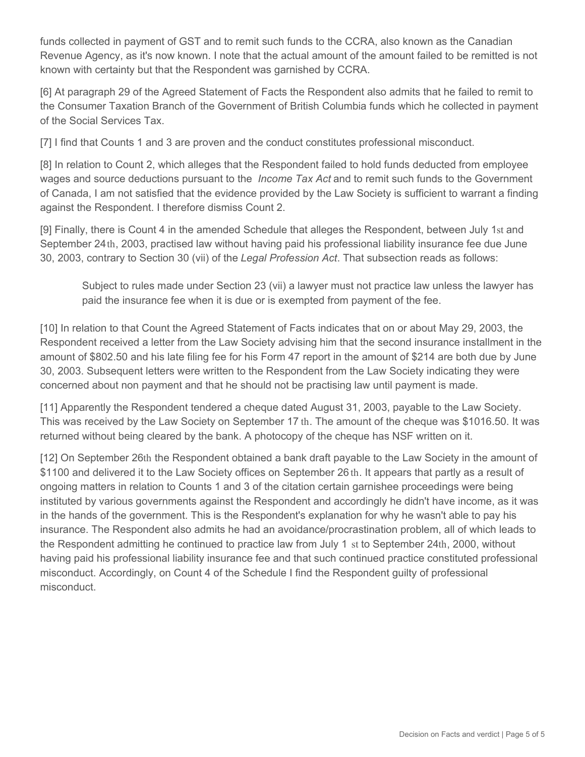funds collected in payment of GST and to remit such funds to the CCRA, also known as the Canadian Revenue Agency, as it's now known. I note that the actual amount of the amount failed to be remitted is not known with certainty but that the Respondent was garnished by CCRA.

[6] At paragraph 29 of the Agreed Statement of Facts the Respondent also admits that he failed to remit to the Consumer Taxation Branch of the Government of British Columbia funds which he collected in payment of the Social Services Tax.

[7] I find that Counts 1 and 3 are proven and the conduct constitutes professional misconduct.

[8] In relation to Count 2, which alleges that the Respondent failed to hold funds deducted from employee wages and source deductions pursuant to the *Income Tax Act* and to remit such funds to the Government of Canada, I am not satisfied that the evidence provided by the Law Society is sufficient to warrant a finding against the Respondent. I therefore dismiss Count 2.

[9] Finally, there is Count 4 in the amended Schedule that alleges the Respondent, between July 1st and September 24th, 2003, practised law without having paid his professional liability insurance fee due June 30, 2003, contrary to Section 30 (vii) of the *Legal Profession Act*. That subsection reads as follows:

> Subject to rules made under Section 23 (vii) a lawyer must not practice law unless the lawyer has paid the insurance fee when it is due or is exempted from payment of the fee.

[10] In relation to that Count the Agreed Statement of Facts indicates that on or about May 29, 2003, the Respondent received a letter from the Law Society advising him that the second insurance installment in the amount of $802.50 and his late filing fee for his Form 47 report in the amount of $214 are both due by June 30, 2003. Subsequent letters were written to the Respondent from the Law Society indicating they were concerned about non payment and that he should not be practising law until payment is made.

[11] Apparently the Respondent tendered a cheque dated August 31, 2003, payable to the Law Society. This was received by the Law Society on September 17th. The amount of the cheque was $1016.50. It was returned without being cleared by the bank. A photocopy of the cheque has NSF written on it.

[12] On September 26th the Respondent obtained a bank draft payable to the Law Society in the amount of $1100 and delivered it to the Law Society offices on September 26th. It appears that partly as a result of ongoing matters in relation to Counts 1 and 3 of the citation certain garnishee proceedings were being instituted by various governments against the Respondent and accordingly he didn't have income, as it was in the hands of the government. This is the Respondent's explanation for why he wasn't able to pay his insurance. The Respondent also admits he had an avoidance/procrastination problem, all of which leads to the Respondent admitting he continued to practice law from July 1st to September 24th, 2000, without having paid his professional liability insurance fee and that such continued practice constituted professional misconduct. Accordingly, on Count 4 of the Schedule I find the Respondent guilty of professional misconduct.